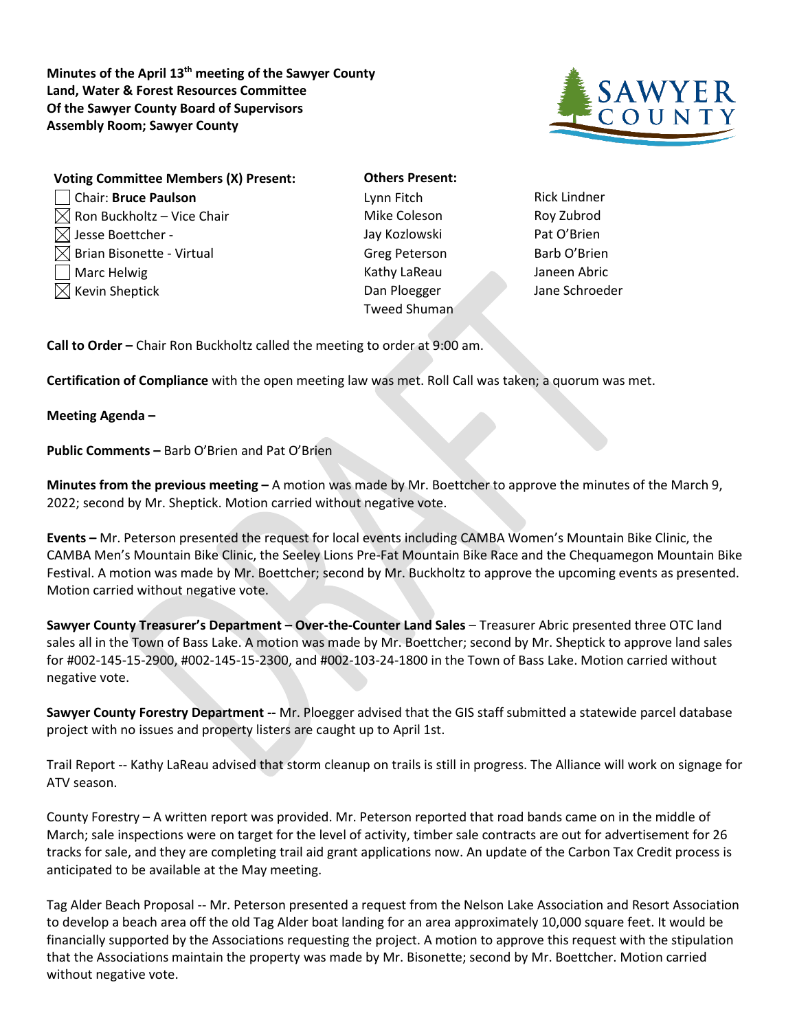**Minutes of the April 13th meeting of the Sawyer County Land, Water & Forest Resources Committee Of the Sawyer County Board of Supervisors Assembly Room; Sawyer County**

| **Voting Committee Members (X) Present:** | **Others Present:** | |
|---|---|---|
| ☐ Chair: **Bruce Paulson** | Lynn Fitch | Rick Lindner |
| ☒ Ron Buckholtz – Vice Chair | Mike Coleson | Roy Zubrod |
| ☒ Jesse Boettcher - | Jay Kozlowski | Pat O'Brien |
| ☒ Brian Bisonette - Virtual | Greg Peterson | Barb O'Brien |
| ☐ Marc Helwig | Kathy LaReau | Janeen Abric |
| ☒ Kevin Sheptick | Dan Ploegger | Jane Schroeder |
| | Tweed Shuman | |

**Call to Order –** Chair Ron Buckholtz called the meeting to order at 9:00 am.

**Certification of Compliance** with the open meeting law was met. Roll Call was taken; a quorum was met.

**Meeting Agenda –**

**Public Comments –** Barb O'Brien and Pat O'Brien

**Minutes from the previous meeting –** A motion was made by Mr. Boettcher to approve the minutes of the March 9, 2022; second by Mr. Sheptick. Motion carried without negative vote.

**Events –** Mr. Peterson presented the request for local events including CAMBA Women's Mountain Bike Clinic, the CAMBA Men's Mountain Bike Clinic, the Seeley Lions Pre-Fat Mountain Bike Race and the Chequamegon Mountain Bike Festival. A motion was made by Mr. Boettcher; second by Mr. Buckholtz to approve the upcoming events as presented. Motion carried without negative vote.

**Sawyer County Treasurer's Department – Over-the-Counter Land Sales** – Treasurer Abric presented three OTC land sales all in the Town of Bass Lake. A motion was made by Mr. Boettcher; second by Mr. Sheptick to approve land sales for #002-145-15-2900, #002-145-15-2300, and #002-103-24-1800 in the Town of Bass Lake. Motion carried without negative vote.

**Sawyer County Forestry Department --** Mr. Ploegger advised that the GIS staff submitted a statewide parcel database project with no issues and property listers are caught up to April 1st.

Trail Report -- Kathy LaReau advised that storm cleanup on trails is still in progress. The Alliance will work on signage for ATV season.

County Forestry – A written report was provided. Mr. Peterson reported that road bands came on in the middle of March; sale inspections were on target for the level of activity, timber sale contracts are out for advertisement for 26 tracks for sale, and they are completing trail aid grant applications now. An update of the Carbon Tax Credit process is anticipated to be available at the May meeting.

Tag Alder Beach Proposal -- Mr. Peterson presented a request from the Nelson Lake Association and Resort Association to develop a beach area off the old Tag Alder boat landing for an area approximately 10,000 square feet. It would be financially supported by the Associations requesting the project. A motion to approve this request with the stipulation that the Associations maintain the property was made by Mr. Bisonette; second by Mr. Boettcher. Motion carried without negative vote.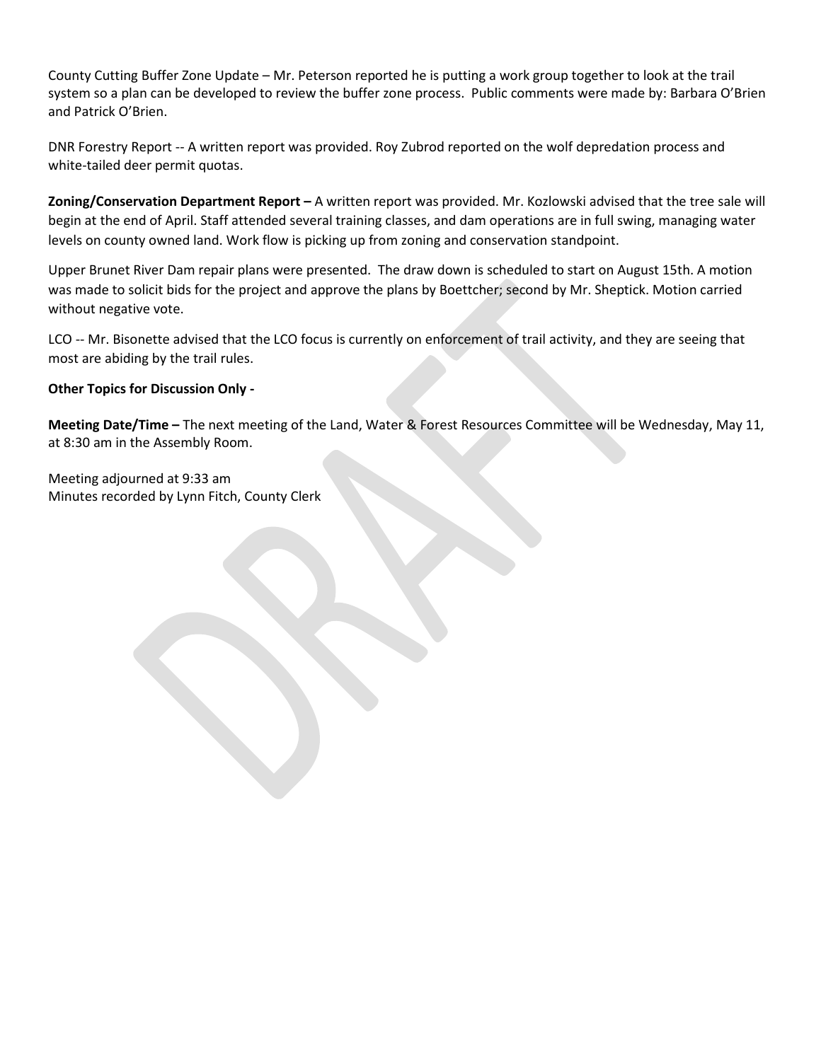County Cutting Buffer Zone Update – Mr. Peterson reported he is putting a work group together to look at the trail system so a plan can be developed to review the buffer zone process. Public comments were made by: Barbara O'Brien and Patrick O'Brien.

DNR Forestry Report -- A written report was provided. Roy Zubrod reported on the wolf depredation process and white-tailed deer permit quotas.

**Zoning/Conservation Department Report –** A written report was provided. Mr. Kozlowski advised that the tree sale will begin at the end of April. Staff attended several training classes, and dam operations are in full swing, managing water levels on county owned land. Work flow is picking up from zoning and conservation standpoint.

Upper Brunet River Dam repair plans were presented. The draw down is scheduled to start on August 15th. A motion was made to solicit bids for the project and approve the plans by Boettcher; second by Mr. Sheptick. Motion carried without negative vote.

LCO -- Mr. Bisonette advised that the LCO focus is currently on enforcement of trail activity, and they are seeing that most are abiding by the trail rules.

**Other Topics for Discussion Only -**

**Meeting Date/Time –** The next meeting of the Land, Water & Forest Resources Committee will be Wednesday, May 11, at 8:30 am in the Assembly Room.

Meeting adjourned at 9:33 am
Minutes recorded by Lynn Fitch, County Clerk